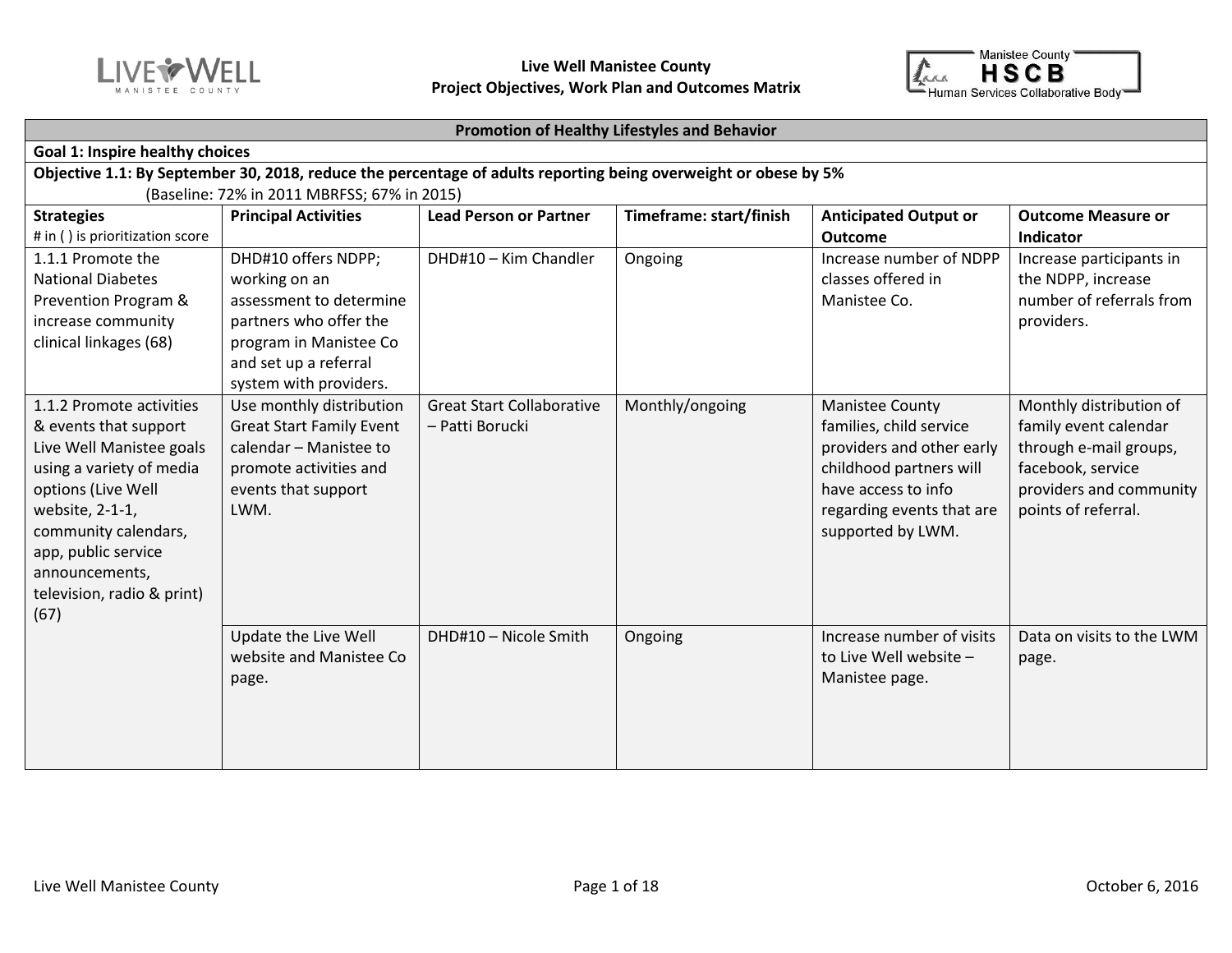**Live Well Manistee County**
**Project Objectives, Work Plan and Outcomes Matrix**

Manistee County **HSCB** Human Services Collaborative Body

| **Promotion of Healthy Lifestyles and Behavior** | | | | | |
|---|---|---|---|---|---|
| **Goal 1: Inspire healthy choices** | | | | | |
| **Objective 1.1: By September 30, 2018, reduce the percentage of adults reporting being overweight or obese by 5%** (Baseline: 72% in 2011 MBRFSS; 67% in 2015) | | | | | |
| **Strategies** # in ( ) is prioritization score | **Principal Activities** | **Lead Person or Partner** | **Timeframe: start/finish** | **Anticipated Output or Outcome** | **Outcome Measure or Indicator** |
| 1.1.1 Promote the National Diabetes Prevention Program & increase community clinical linkages (68) | DHD#10 offers NDPP; working on an assessment to determine partners who offer the program in Manistee Co and set up a referral system with providers. | DHD#10 – Kim Chandler | Ongoing | Increase number of NDPP classes offered in Manistee Co. | Increase participants in the NDPP, increase number of referrals from providers. |
| 1.1.2 Promote activities & events that support Live Well Manistee goals using a variety of media options (Live Well website, 2-1-1, community calendars, app, public service announcements, television, radio & print) (67) | Use monthly distribution Great Start Family Event calendar – Manistee to promote activities and events that support LWM. | Great Start Collaborative – Patti Borucki | Monthly/ongoing | Manistee County families, child service providers and other early childhood partners will have access to info regarding events that are supported by LWM. | Monthly distribution of family event calendar through e-mail groups, facebook, service providers and community points of referral. |
| | Update the Live Well website and Manistee Co page. | DHD#10 – Nicole Smith | Ongoing | Increase number of visits to Live Well website – Manistee page. | Data on visits to the LWM page. |

Live Well Manistee County — October 6, 2016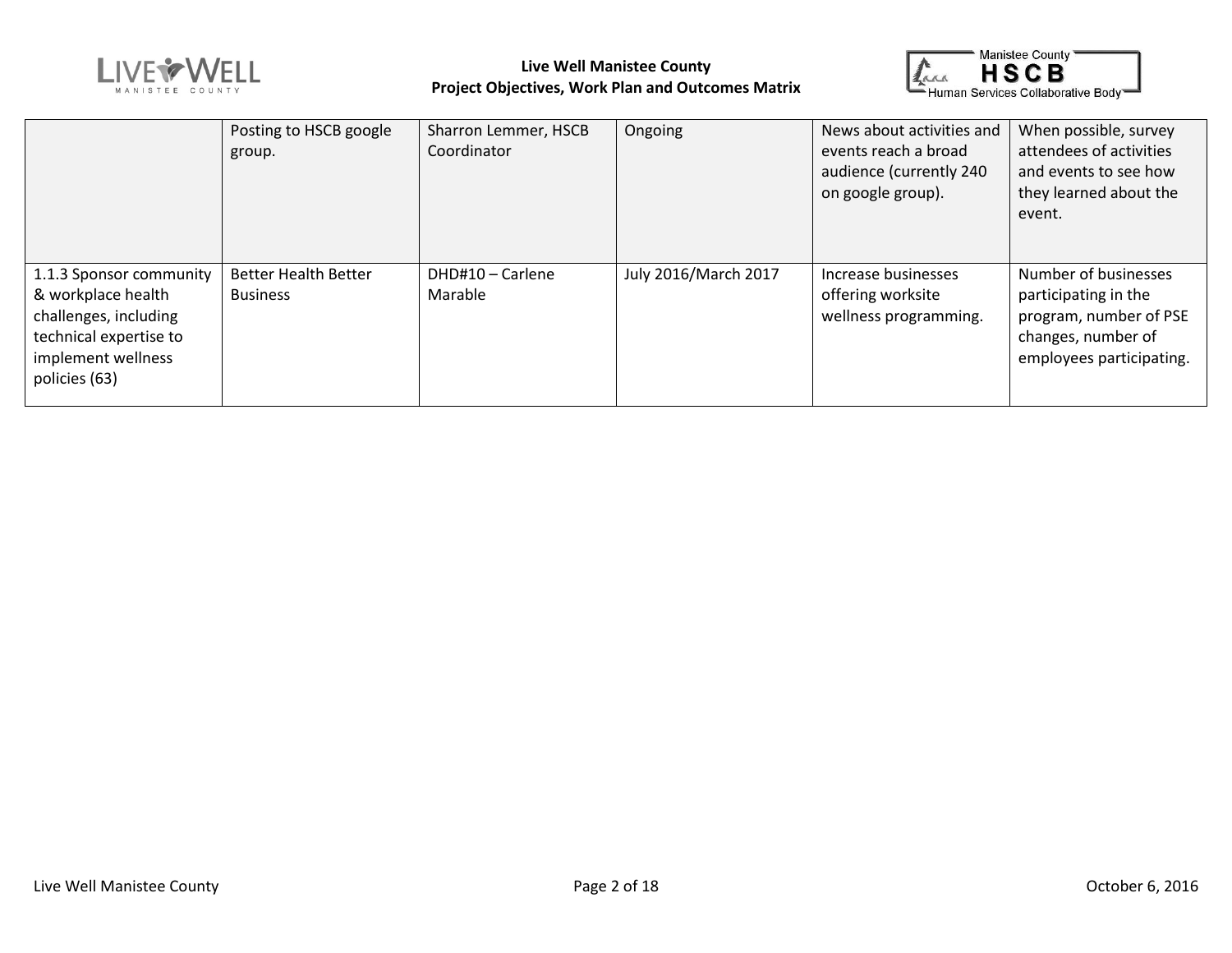| | | | | | |
|---|---|---|---|---|---|
| | Posting to HSCB google group. | Sharron Lemmer, HSCB Coordinator | Ongoing | News about activities and events reach a broad audience (currently 240 on google group). | When possible, survey attendees of activities and events to see how they learned about the event. |
| 1.1.3 Sponsor community & workplace health challenges, including technical expertise to implement wellness policies (63) | Better Health Better Business | DHD#10 – Carlene Marable | July 2016/March 2017 | Increase businesses offering worksite wellness programming. | Number of businesses participating in the program, number of PSE changes, number of employees participating. |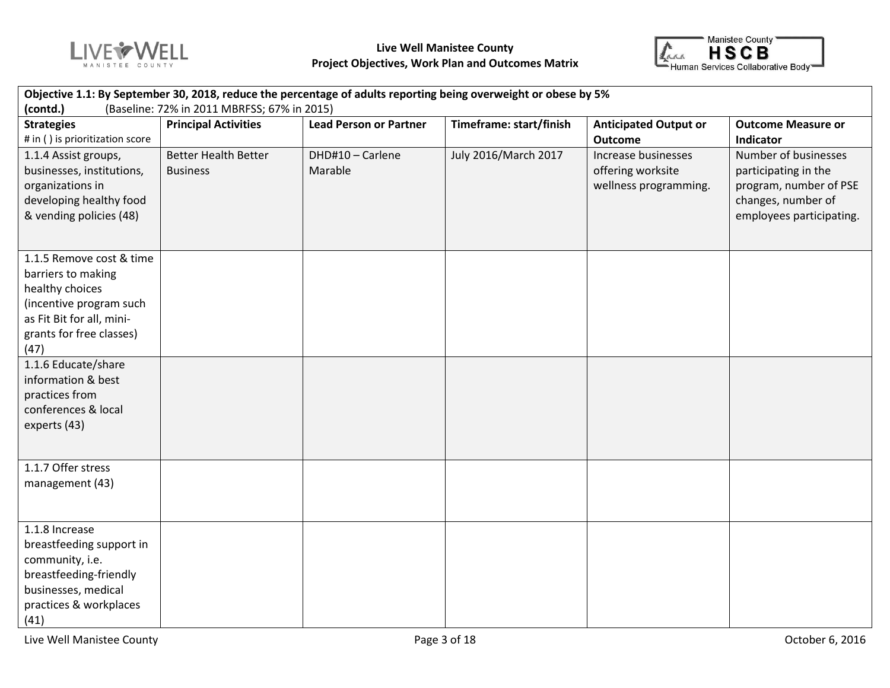**Live Well Manistee County**
**Project Objectives, Work Plan and Outcomes Matrix**

| **Objective 1.1: By September 30, 2018, reduce the percentage of adults reporting being overweight or obese by 5% (contd.)** (Baseline: 72% in 2011 MBRFSS; 67% in 2015) | | | | | |
|---|---|---|---|---|---|
| **Strategies** # in ( ) is prioritization score | **Principal Activities** | **Lead Person or Partner** | **Timeframe: start/finish** | **Anticipated Output or Outcome** | **Outcome Measure or Indicator** |
| 1.1.4 Assist groups, businesses, institutions, organizations in developing healthy food & vending policies (48) | Better Health Better Business | DHD#10 – Carlene Marable | July 2016/March 2017 | Increase businesses offering worksite wellness programming. | Number of businesses participating in the program, number of PSE changes, number of employees participating. |
| 1.1.5 Remove cost & time barriers to making healthy choices (incentive program such as Fit Bit for all, mini-grants for free classes) (47) | | | | | |
| 1.1.6 Educate/share information & best practices from conferences & local experts (43) | | | | | |
| 1.1.7 Offer stress management (43) | | | | | |
| 1.1.8 Increase breastfeeding support in community, i.e. breastfeeding-friendly businesses, medical practices & workplaces (41) | | | | | |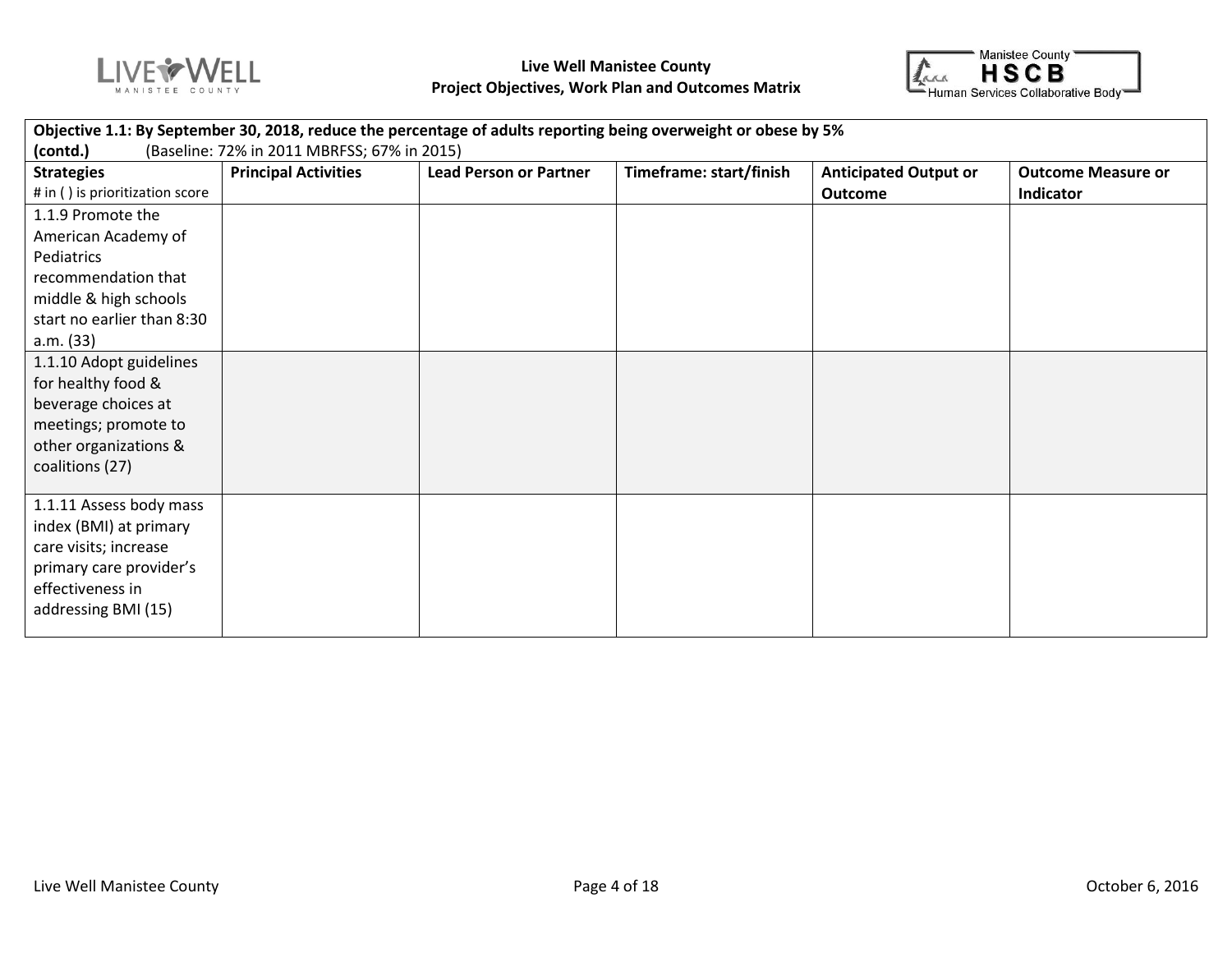**Objective 1.1: By September 30, 2018, reduce the percentage of adults reporting being overweight or obese by 5% (contd.)** (Baseline: 72% in 2011 MBRFSS; 67% in 2015)

| **Strategies** # in ( ) is prioritization score | **Principal Activities** | **Lead Person or Partner** | **Timeframe: start/finish** | **Anticipated Output or Outcome** | **Outcome Measure or Indicator** |
|---|---|---|---|---|---|
| 1.1.9 Promote the American Academy of Pediatrics recommendation that middle & high schools start no earlier than 8:30 a.m. (33) | | | | | |
| 1.1.10 Adopt guidelines for healthy food & beverage choices at meetings; promote to other organizations & coalitions (27) | | | | | |
| 1.1.11 Assess body mass index (BMI) at primary care visits; increase primary care provider's effectiveness in addressing BMI (15) | | | | | |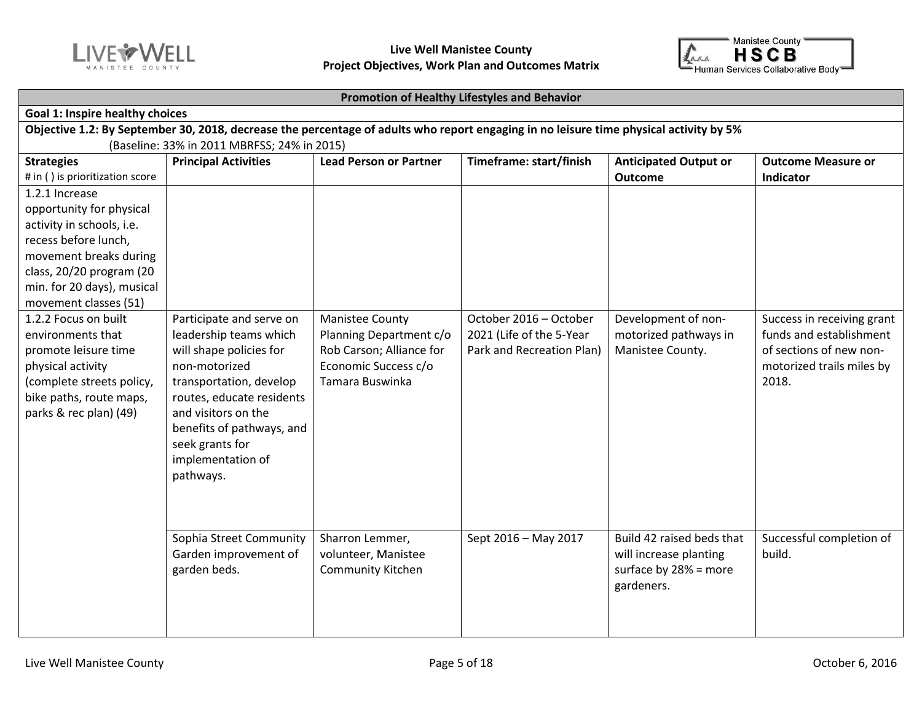**Promotion of Healthy Lifestyles and Behavior**

**Goal 1: Inspire healthy choices**

**Objective 1.2: By September 30, 2018, decrease the percentage of adults who report engaging in no leisure time physical activity by 5%**
(Baseline: 33% in 2011 MBRFSS; 24% in 2015)

| **Strategies** # in ( ) is prioritization score | **Principal Activities** | **Lead Person or Partner** | **Timeframe: start/finish** | **Anticipated Output or Outcome** | **Outcome Measure or Indicator** |
|---|---|---|---|---|---|
| 1.2.1 Increase opportunity for physical activity in schools, i.e. recess before lunch, movement breaks during class, 20/20 program (20 min. for 20 days), musical movement classes (51) | | | | | |
| 1.2.2 Focus on built environments that promote leisure time physical activity (complete streets policy, bike paths, route maps, parks & rec plan) (49) | Participate and serve on leadership teams which will shape policies for non-motorized transportation, develop routes, educate residents and visitors on the benefits of pathways, and seek grants for implementation of pathways. | Manistee County Planning Department c/o Rob Carson; Alliance for Economic Success c/o Tamara Buswinka | October 2016 – October 2021 (Life of the 5-Year Park and Recreation Plan) | Development of non-motorized pathways in Manistee County. | Success in receiving grant funds and establishment of sections of new non-motorized trails miles by 2018. |
| | Sophia Street Community Garden improvement of garden beds. | Sharron Lemmer, volunteer, Manistee Community Kitchen | Sept 2016 – May 2017 | Build 42 raised beds that will increase planting surface by 28% = more gardeners. | Successful completion of build. |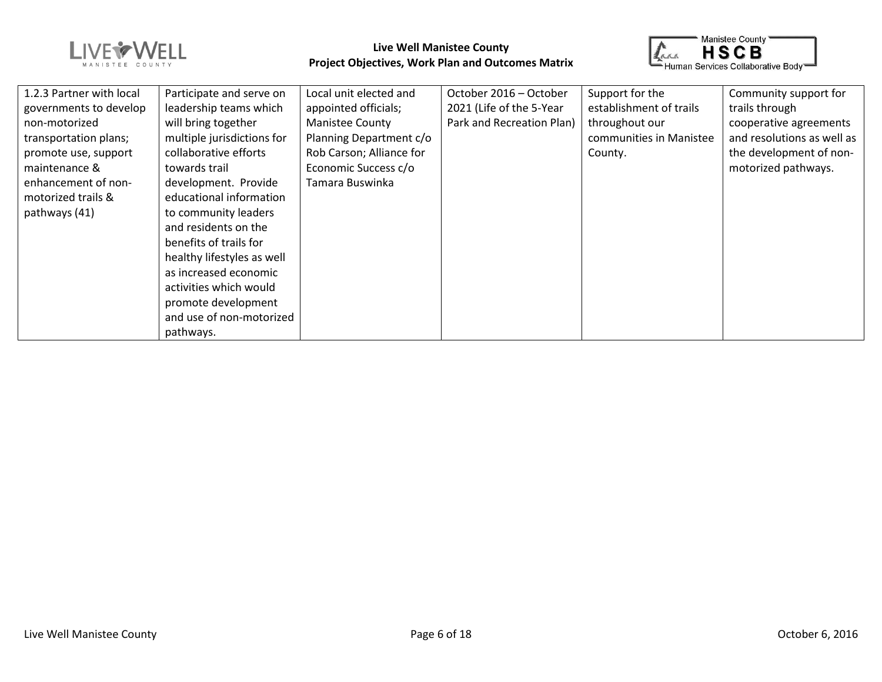| | | | | | |
|---|---|---|---|---|---|
| 1.2.3 Partner with local governments to develop non-motorized transportation plans; promote use, support maintenance & enhancement of non-motorized trails & pathways (41) | Participate and serve on leadership teams which will bring together multiple jurisdictions for collaborative efforts towards trail development. Provide educational information to community leaders and residents on the benefits of trails for healthy lifestyles as well as increased economic activities which would promote development and use of non-motorized pathways. | Local unit elected and appointed officials; Manistee County Planning Department c/o Rob Carson; Alliance for Economic Success c/o Tamara Buswinka | October 2016 – October 2021 (Life of the 5-Year Park and Recreation Plan) | Support for the establishment of trails throughout our communities in Manistee County. | Community support for trails through cooperative agreements and resolutions as well as the development of non-motorized pathways. |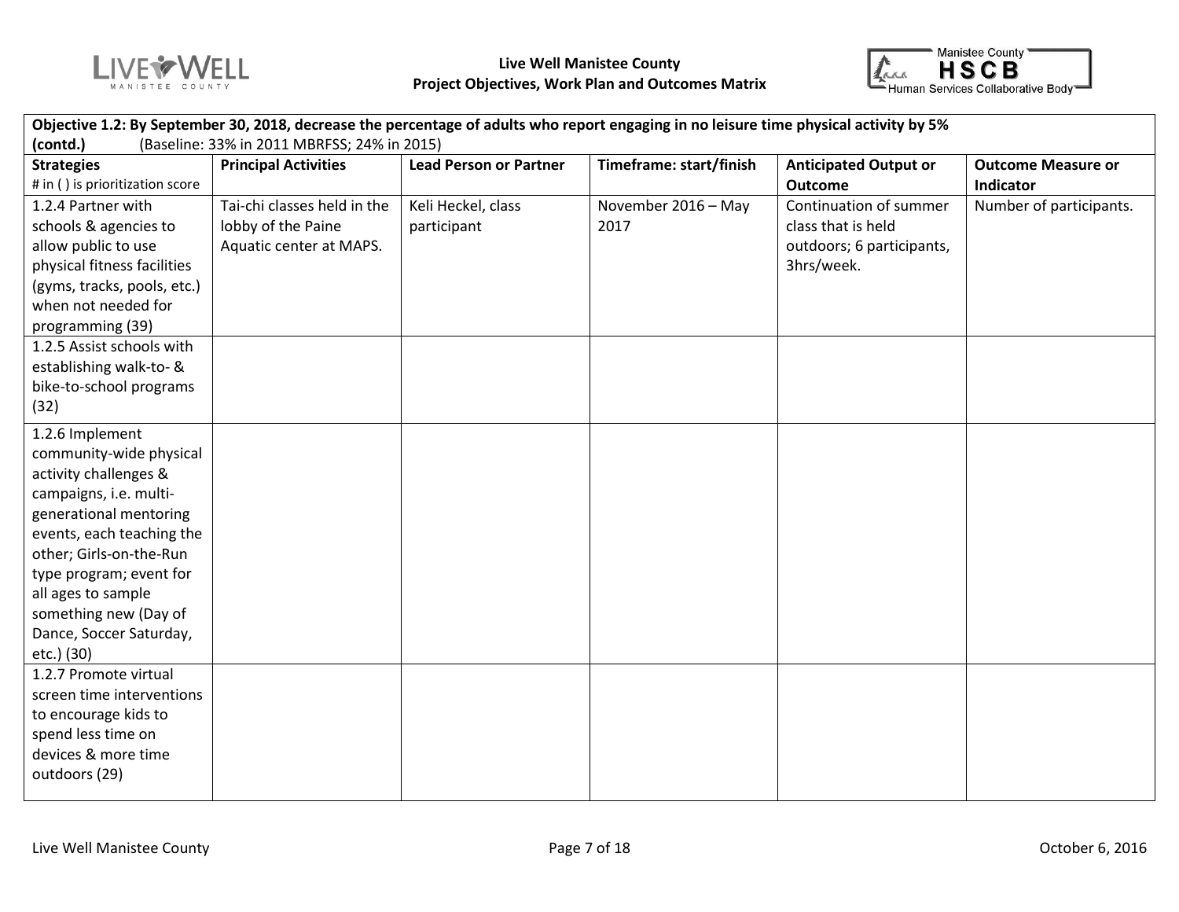**Live Well Manistee County**
**Project Objectives, Work Plan and Outcomes Matrix**

| **Objective 1.2: By September 30, 2018, decrease the percentage of adults who report engaging in no leisure time physical activity by 5% (contd.)** (Baseline: 33% in 2011 MBRFSS; 24% in 2015) | | | | | |
|---|---|---|---|---|---|
| **Strategies** # in ( ) is prioritization score | **Principal Activities** | **Lead Person or Partner** | **Timeframe: start/finish** | **Anticipated Output or Outcome** | **Outcome Measure or Indicator** |
| 1.2.4 Partner with schools & agencies to allow public to use physical fitness facilities (gyms, tracks, pools, etc.) when not needed for programming (39) | Tai-chi classes held in the lobby of the Paine Aquatic center at MAPS. | Keli Heckel, class participant | November 2016 – May 2017 | Continuation of summer class that is held outdoors; 6 participants, 3hrs/week. | Number of participants. |
| 1.2.5 Assist schools with establishing walk-to- & bike-to-school programs (32) | | | | | |
| 1.2.6 Implement community-wide physical activity challenges & campaigns, i.e. multi-generational mentoring events, each teaching the other; Girls-on-the-Run type program; event for all ages to sample something new (Day of Dance, Soccer Saturday, etc.) (30) | | | | | |
| 1.2.7 Promote virtual screen time interventions to encourage kids to spend less time on devices & more time outdoors (29) | | | | | |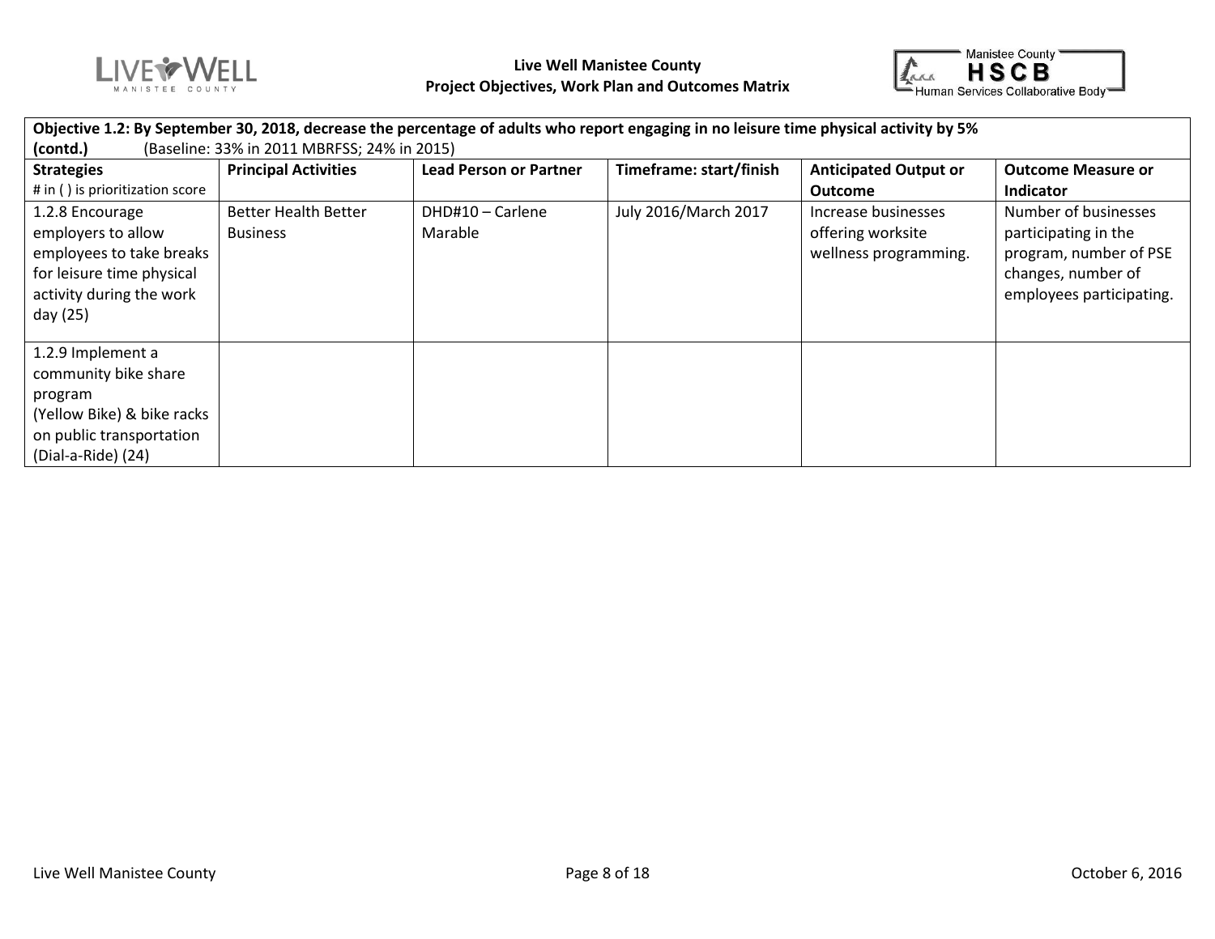**Objective 1.2: By September 30, 2018, decrease the percentage of adults who report engaging in no leisure time physical activity by 5% (contd.)** (Baseline: 33% in 2011 MBRFSS; 24% in 2015)

| **Strategies** # in ( ) is prioritization score | **Principal Activities** | **Lead Person or Partner** | **Timeframe: start/finish** | **Anticipated Output or Outcome** | **Outcome Measure or Indicator** |
|---|---|---|---|---|---|
| 1.2.8 Encourage employers to allow employees to take breaks for leisure time physical activity during the work day (25) | Better Health Better Business | DHD#10 – Carlene Marable | July 2016/March 2017 | Increase businesses offering worksite wellness programming. | Number of businesses participating in the program, number of PSE changes, number of employees participating. |
| 1.2.9 Implement a community bike share program (Yellow Bike) & bike racks on public transportation (Dial-a-Ride) (24) | | | | | |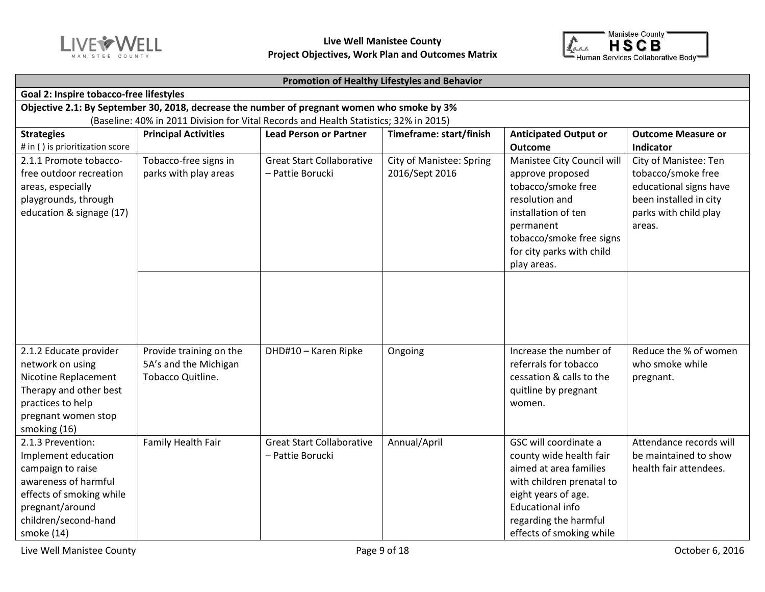**Live Well Manistee County**
**Project Objectives, Work Plan and Outcomes Matrix**

| **Promotion of Healthy Lifestyles and Behavior** | | | | | |
|---|---|---|---|---|---|
| **Goal 2: Inspire tobacco-free lifestyles** | | | | | |
| **Objective 2.1: By September 30, 2018, decrease the number of pregnant women who smoke by 3%** (Baseline: 40% in 2011 Division for Vital Records and Health Statistics; 32% in 2015) | | | | | |
| **Strategies** # in ( ) is prioritization score | **Principal Activities** | **Lead Person or Partner** | **Timeframe: start/finish** | **Anticipated Output or Outcome** | **Outcome Measure or Indicator** |
| 2.1.1 Promote tobacco-free outdoor recreation areas, especially playgrounds, through education & signage (17) | Tobacco-free signs in parks with play areas | Great Start Collaborative – Pattie Borucki | City of Manistee: Spring 2016/Sept 2016 | Manistee City Council will approve proposed tobacco/smoke free resolution and installation of ten permanent tobacco/smoke free signs for city parks with child play areas. | City of Manistee: Ten tobacco/smoke free educational signs have been installed in city parks with child play areas. |
| | | | | | |
| 2.1.2 Educate provider network on using Nicotine Replacement Therapy and other best practices to help pregnant women stop smoking (16) | Provide training on the 5A's and the Michigan Tobacco Quitline. | DHD#10 – Karen Ripke | Ongoing | Increase the number of referrals for tobacco cessation & calls to the quitline by pregnant women. | Reduce the % of women who smoke while pregnant. |
| 2.1.3 Prevention: Implement education campaign to raise awareness of harmful effects of smoking while pregnant/around children/second-hand smoke (14) | Family Health Fair | Great Start Collaborative – Pattie Borucki | Annual/April | GSC will coordinate a county wide health fair aimed at area families with children prenatal to eight years of age. Educational info regarding the harmful effects of smoking while | Attendance records will be maintained to show health fair attendees. |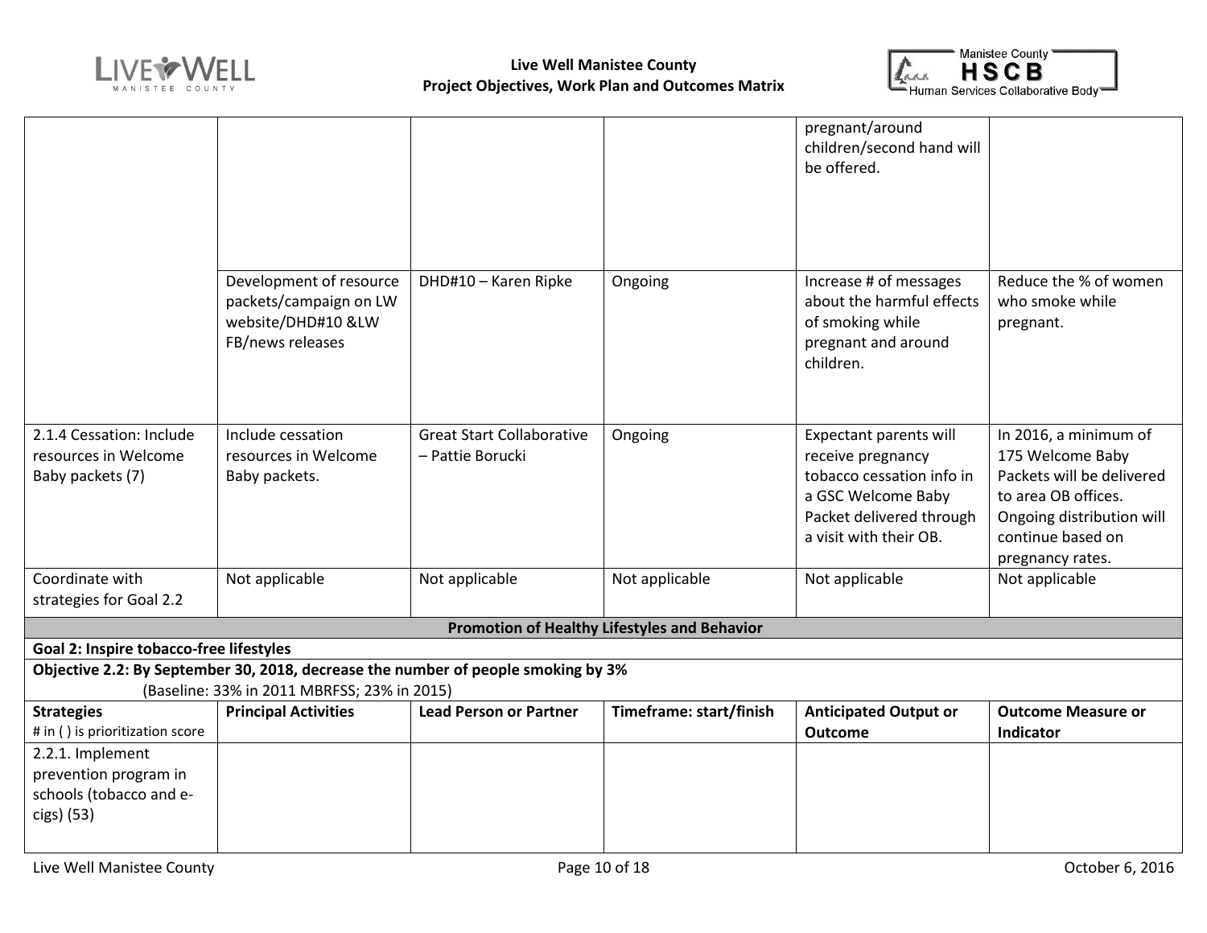| | | | | | |
|---|---|---|---|---|---|
| | | | | pregnant/around children/second hand will be offered. | |
| | Development of resource packets/campaign on LW website/DHD#10 &LW FB/news releases | DHD#10 – Karen Ripke | Ongoing | Increase # of messages about the harmful effects of smoking while pregnant and around children. | Reduce the % of women who smoke while pregnant. |
| 2.1.4 Cessation: Include resources in Welcome Baby packets (7) | Include cessation resources in Welcome Baby packets. | Great Start Collaborative – Pattie Borucki | Ongoing | Expectant parents will receive pregnancy tobacco cessation info in a GSC Welcome Baby Packet delivered through a visit with their OB. | In 2016, a minimum of 175 Welcome Baby Packets will be delivered to area OB offices. Ongoing distribution will continue based on pregnancy rates. |
| Coordinate with strategies for Goal 2.2 | Not applicable | Not applicable | Not applicable | Not applicable | Not applicable |

**Promotion of Healthy Lifestyles and Behavior**

**Goal 2: Inspire tobacco-free lifestyles**

**Objective 2.2: By September 30, 2018, decrease the number of people smoking by 3%**
(Baseline: 33% in 2011 MBRFSS; 23% in 2015)

| **Strategies** # in ( ) is prioritization score | **Principal Activities** | **Lead Person or Partner** | **Timeframe: start/finish** | **Anticipated Output or Outcome** | **Outcome Measure or Indicator** |
|---|---|---|---|---|---|
| 2.2.1. Implement prevention program in schools (tobacco and e-cigs) (53) | | | | | |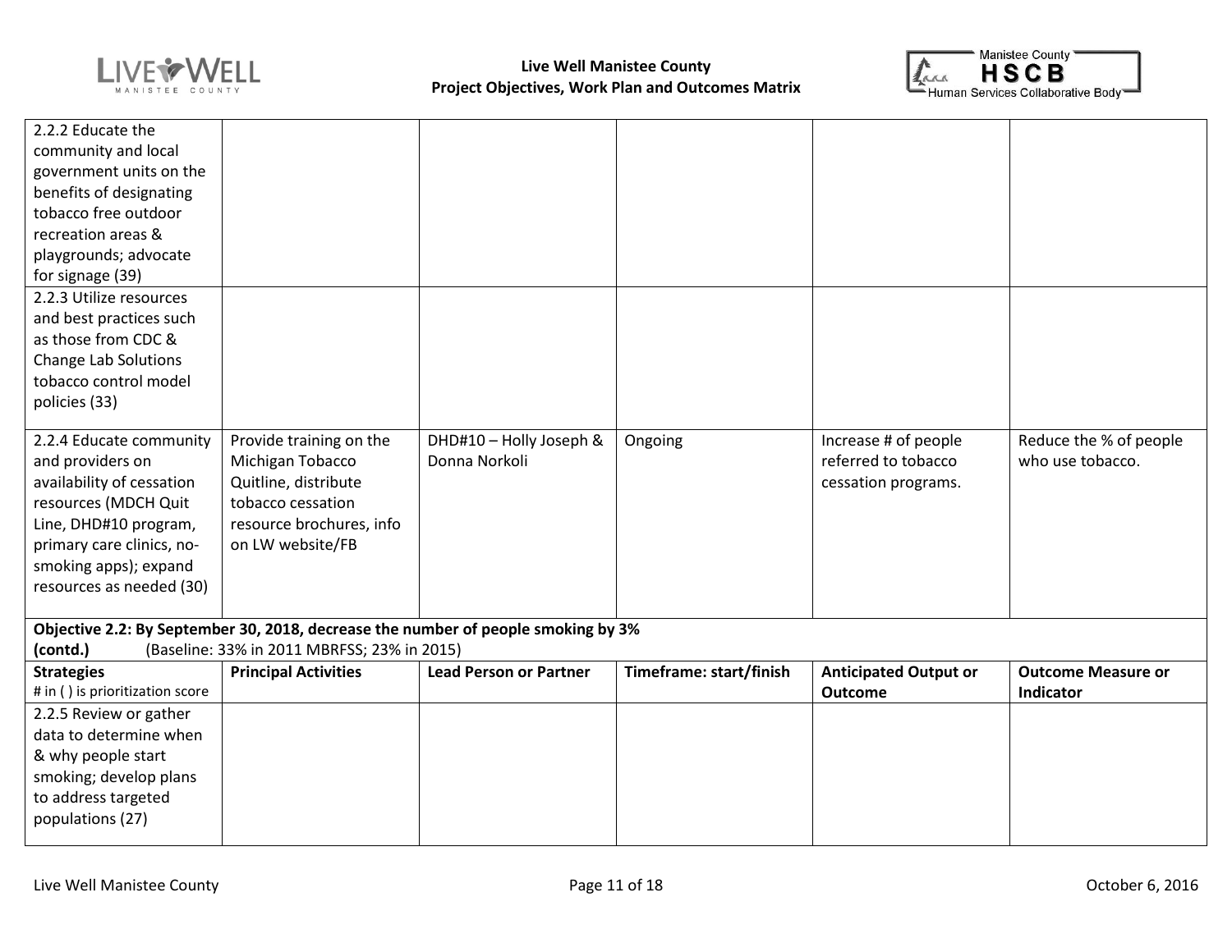| | | | | | |
|---|---|---|---|---|---|
| 2.2.2 Educate the community and local government units on the benefits of designating tobacco free outdoor recreation areas & playgrounds; advocate for signage (39) | | | | | |
| 2.2.3 Utilize resources and best practices such as those from CDC & Change Lab Solutions tobacco control model policies (33) | | | | | |
| 2.2.4 Educate community and providers on availability of cessation resources (MDCH Quit Line, DHD#10 program, primary care clinics, no-smoking apps); expand resources as needed (30) | Provide training on the Michigan Tobacco Quitline, distribute tobacco cessation resource brochures, info on LW website/FB | DHD#10 – Holly Joseph & Donna Norkoli | Ongoing | Increase # of people referred to tobacco cessation programs. | Reduce the % of people who use tobacco. |

**Objective 2.2: By September 30, 2018, decrease the number of people smoking by 3% (contd.)** (Baseline: 33% in 2011 MBRFSS; 23% in 2015)

| **Strategies** # in ( ) is prioritization score | **Principal Activities** | **Lead Person or Partner** | **Timeframe: start/finish** | **Anticipated Output or Outcome** | **Outcome Measure or Indicator** |
|---|---|---|---|---|---|
| 2.2.5 Review or gather data to determine when & why people start smoking; develop plans to address targeted populations (27) | | | | | |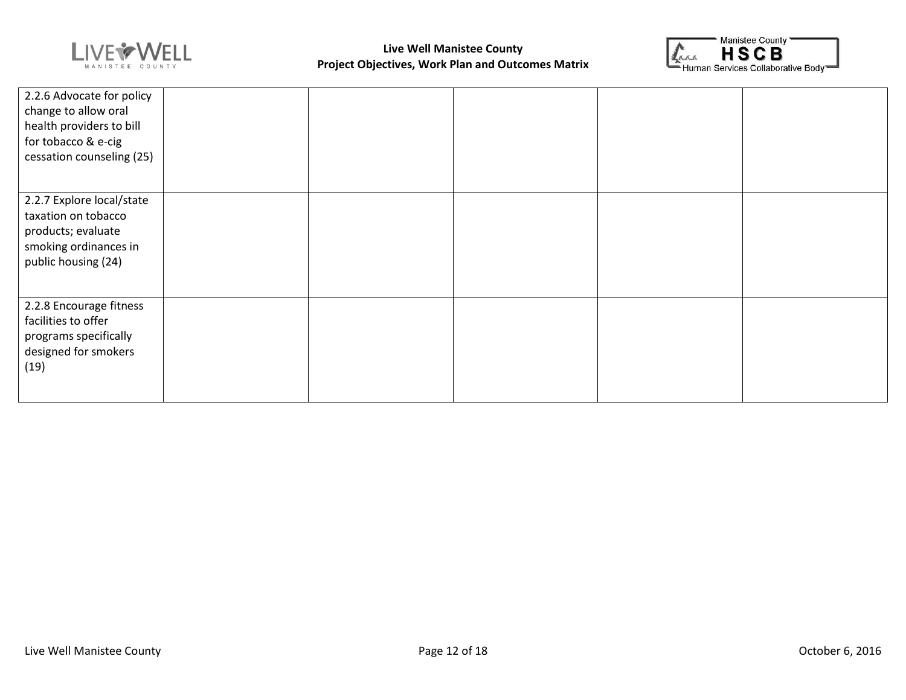| | | | | | |
|---|---|---|---|---|---|
| 2.2.6 Advocate for policy change to allow oral health providers to bill for tobacco & e-cig cessation counseling (25) | | | | | |
| 2.2.7 Explore local/state taxation on tobacco products; evaluate smoking ordinances in public housing (24) | | | | | |
| 2.2.8 Encourage fitness facilities to offer programs specifically designed for smokers (19) | | | | | |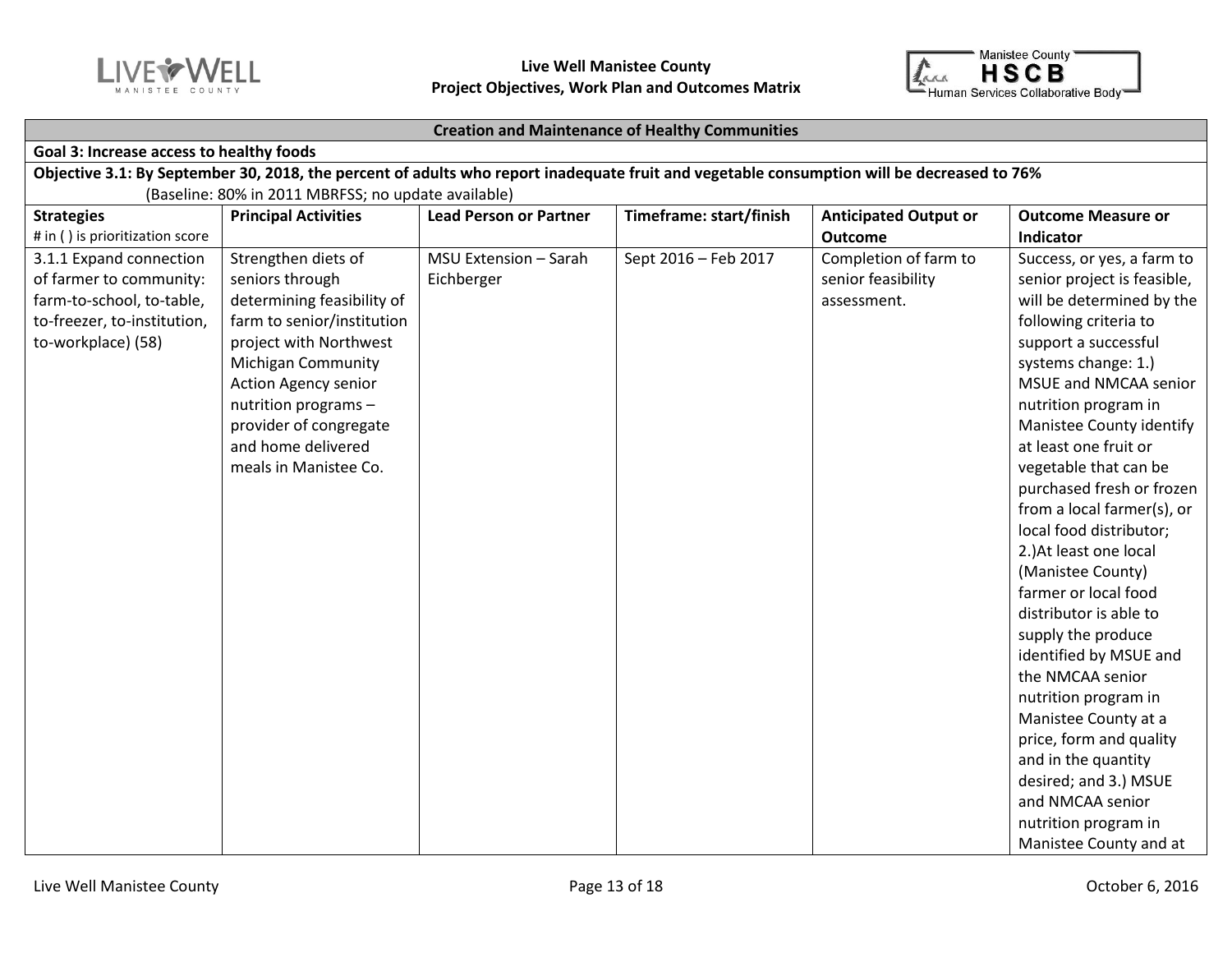| Creation and Maintenance of Healthy Communities | | | | | |
|---|---|---|---|---|---|
| **Goal 3: Increase access to healthy foods** | | | | | |
| **Objective 3.1: By September 30, 2018, the percent of adults who report inadequate fruit and vegetable consumption will be decreased to 76%** (Baseline: 80% in 2011 MBRFSS; no update available) | | | | | |
| **Strategies** # in ( ) is prioritization score | **Principal Activities** | **Lead Person or Partner** | **Timeframe: start/finish** | **Anticipated Output or Outcome** | **Outcome Measure or Indicator** |
| 3.1.1 Expand connection of farmer to community: farm-to-school, to-table, to-freezer, to-institution, to-workplace) (58) | Strengthen diets of seniors through determining feasibility of farm to senior/institution project with Northwest Michigan Community Action Agency senior nutrition programs – provider of congregate and home delivered meals in Manistee Co. | MSU Extension – Sarah Eichberger | Sept 2016 – Feb 2017 | Completion of farm to senior feasibility assessment. | Success, or yes, a farm to senior project is feasible, will be determined by the following criteria to support a successful systems change: 1.) MSUE and NMCAA senior nutrition program in Manistee County identify at least one fruit or vegetable that can be purchased fresh or frozen from a local farmer(s), or local food distributor; 2.)At least one local (Manistee County) farmer or local food distributor is able to supply the produce identified by MSUE and the NMCAA senior nutrition program in Manistee County at a price, form and quality and in the quantity desired; and 3.) MSUE and NMCAA senior nutrition program in Manistee County and at |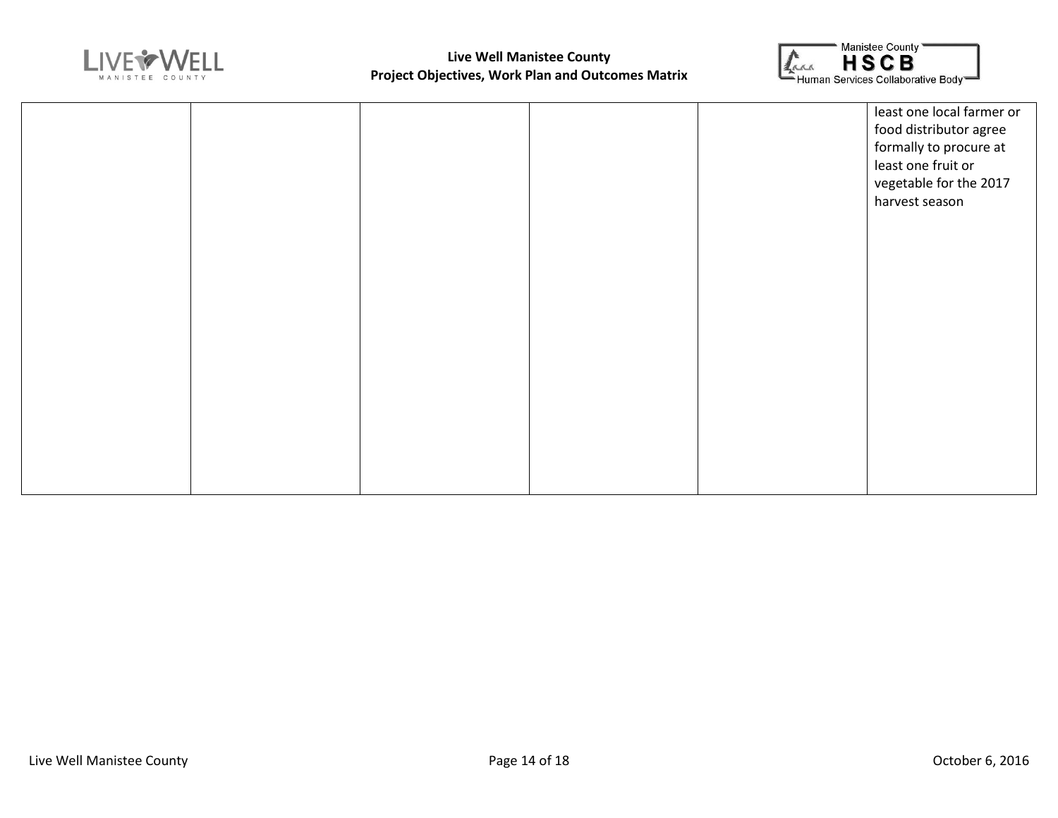| | | | | | |
|---|---|---|---|---|---|
| | | | | | least one local farmer or food distributor agree formally to procure at least one fruit or vegetable for the 2017 harvest season |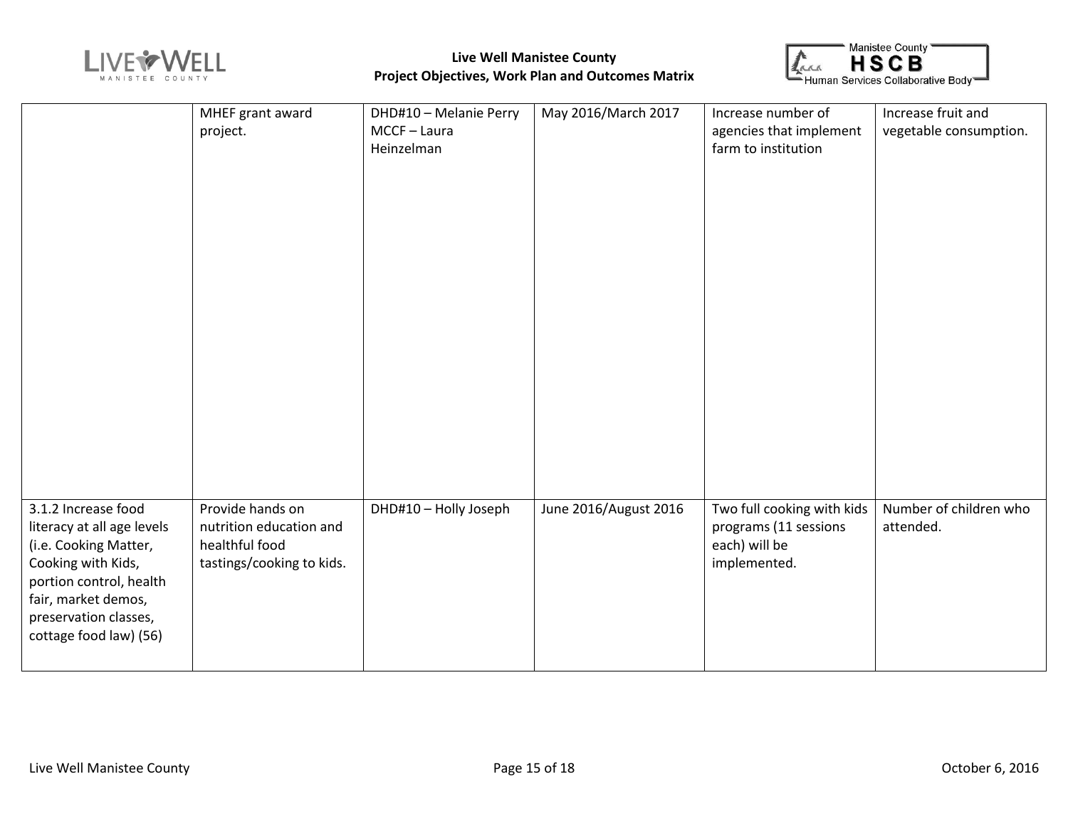| | | | | | |
|---|---|---|---|---|---|
| | MHEF grant award project. | DHD#10 – Melanie Perry<br>MCCF – Laura Heinzelman | May 2016/March 2017 | Increase number of agencies that implement farm to institution | Increase fruit and vegetable consumption. |
| 3.1.2 Increase food literacy at all age levels (i.e. Cooking Matter, Cooking with Kids, portion control, health fair, market demos, preservation classes, cottage food law) (56) | Provide hands on nutrition education and healthful food tastings/cooking to kids. | DHD#10 – Holly Joseph | June 2016/August 2016 | Two full cooking with kids programs (11 sessions each) will be implemented. | Number of children who attended. |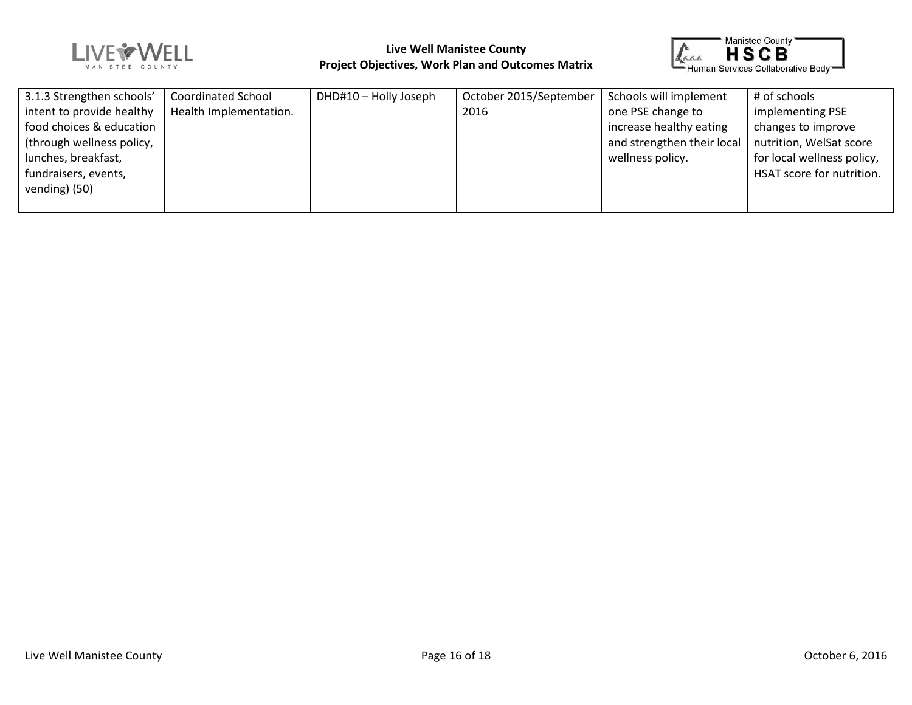| | | | | | |
|---|---|---|---|---|---|
| 3.1.3 Strengthen schools' intent to provide healthy food choices & education (through wellness policy, lunches, breakfast, fundraisers, events, vending) (50) | Coordinated School Health Implementation. | DHD#10 – Holly Joseph | October 2015/September 2016 | Schools will implement one PSE change to increase healthy eating and strengthen their local wellness policy. | # of schools implementing PSE changes to improve nutrition, WelSat score for local wellness policy, HSAT score for nutrition. |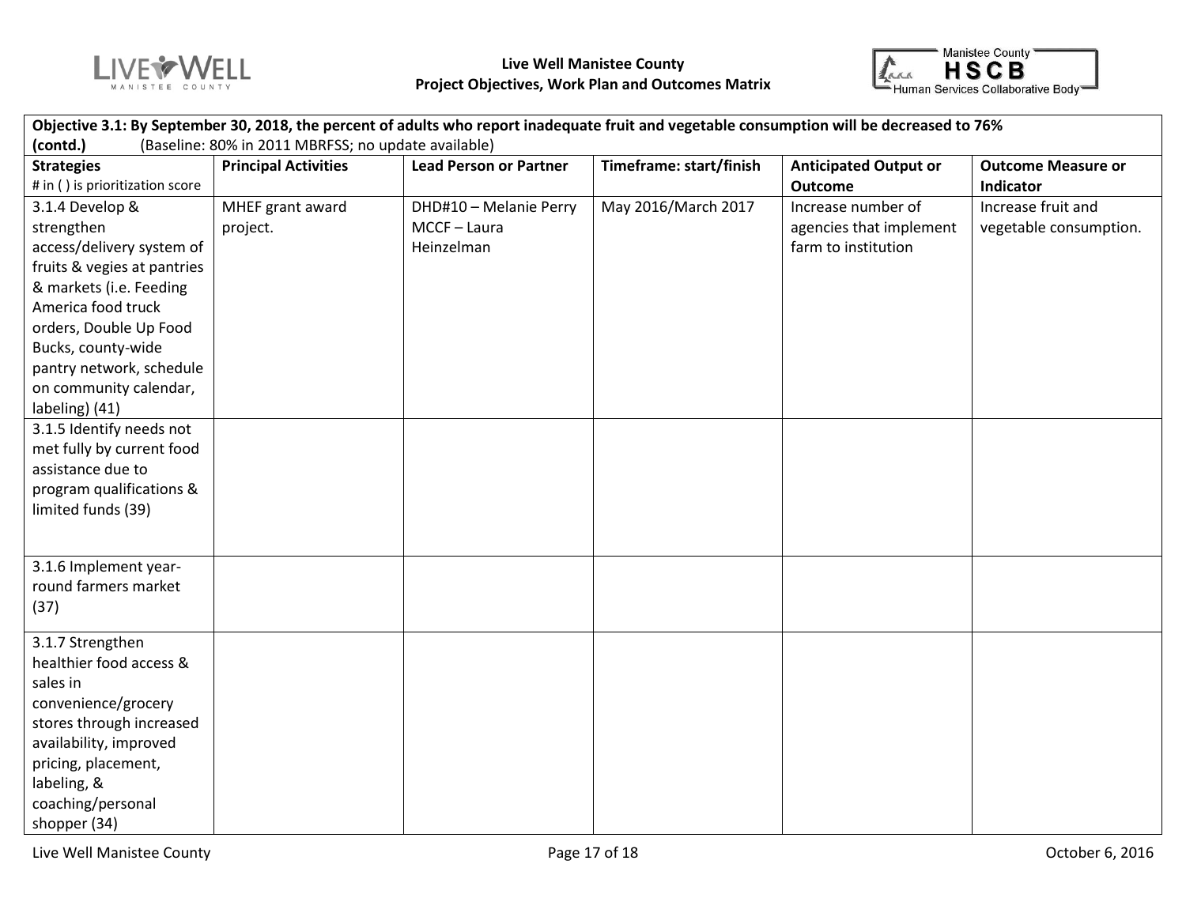| **Objective 3.1: By September 30, 2018, the percent of adults who report inadequate fruit and vegetable consumption will be decreased to 76% (contd.)** (Baseline: 80% in 2011 MBRFSS; no update available) | | | | | |
|---|---|---|---|---|---|
| **Strategies** # in ( ) is prioritization score | **Principal Activities** | **Lead Person or Partner** | **Timeframe: start/finish** | **Anticipated Output or Outcome** | **Outcome Measure or Indicator** |
| 3.1.4 Develop & strengthen access/delivery system of fruits & vegies at pantries & markets (i.e. Feeding America food truck orders, Double Up Food Bucks, county-wide pantry network, schedule on community calendar, labeling) (41) | MHEF grant award project. | DHD#10 – Melanie Perry<br>MCCF – Laura Heinzelman | May 2016/March 2017 | Increase number of agencies that implement farm to institution | Increase fruit and vegetable consumption. |
| 3.1.5 Identify needs not met fully by current food assistance due to program qualifications & limited funds (39) | | | | | |
| 3.1.6 Implement year-round farmers market (37) | | | | | |
| 3.1.7 Strengthen healthier food access & sales in convenience/grocery stores through increased availability, improved pricing, placement, labeling, & coaching/personal shopper (34) | | | | | |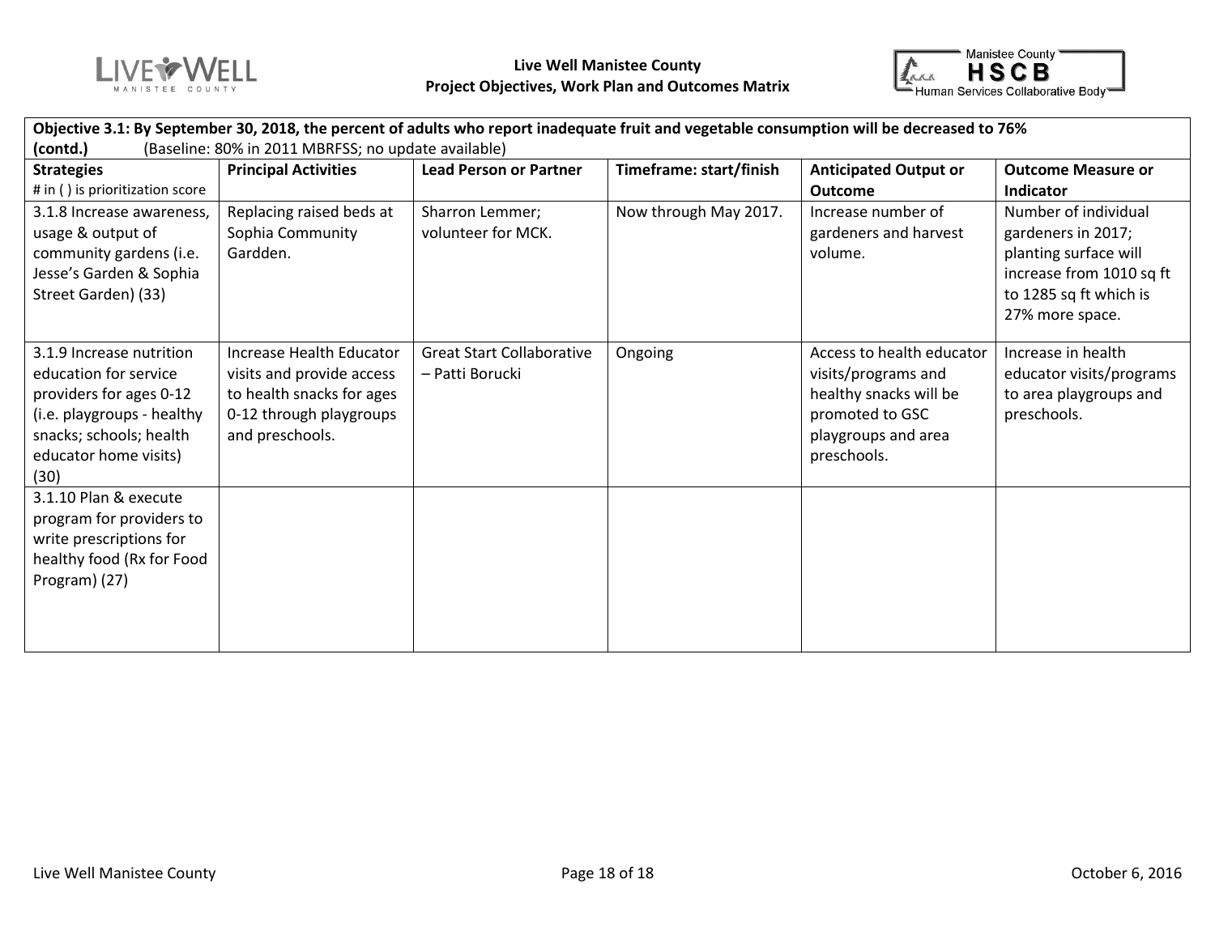| Objective 3.1: By September 30, 2018, the percent of adults who report inadequate fruit and vegetable consumption will be decreased to 76% (contd.) (Baseline: 80% in 2011 MBRFSS; no update available) | | | | | |
|---|---|---|---|---|---|
| **Strategies** # in ( ) is prioritization score | **Principal Activities** | **Lead Person or Partner** | **Timeframe: start/finish** | **Anticipated Output or Outcome** | **Outcome Measure or Indicator** |
| 3.1.8 Increase awareness, usage & output of community gardens (i.e. Jesse's Garden & Sophia Street Garden) (33) | Replacing raised beds at Sophia Community Gardden. | Sharron Lemmer; volunteer for MCK. | Now through May 2017. | Increase number of gardeners and harvest volume. | Number of individual gardeners in 2017; planting surface will increase from 1010 sq ft to 1285 sq ft which is 27% more space. |
| 3.1.9 Increase nutrition education for service providers for ages 0-12 (i.e. playgroups - healthy snacks; schools; health educator home visits) (30) | Increase Health Educator visits and provide access to health snacks for ages 0-12 through playgroups and preschools. | Great Start Collaborative – Patti Borucki | Ongoing | Access to health educator visits/programs and healthy snacks will be promoted to GSC playgroups and area preschools. | Increase in health educator visits/programs to area playgroups and preschools. |
| 3.1.10 Plan & execute program for providers to write prescriptions for healthy food (Rx for Food Program) (27) | | | | | |